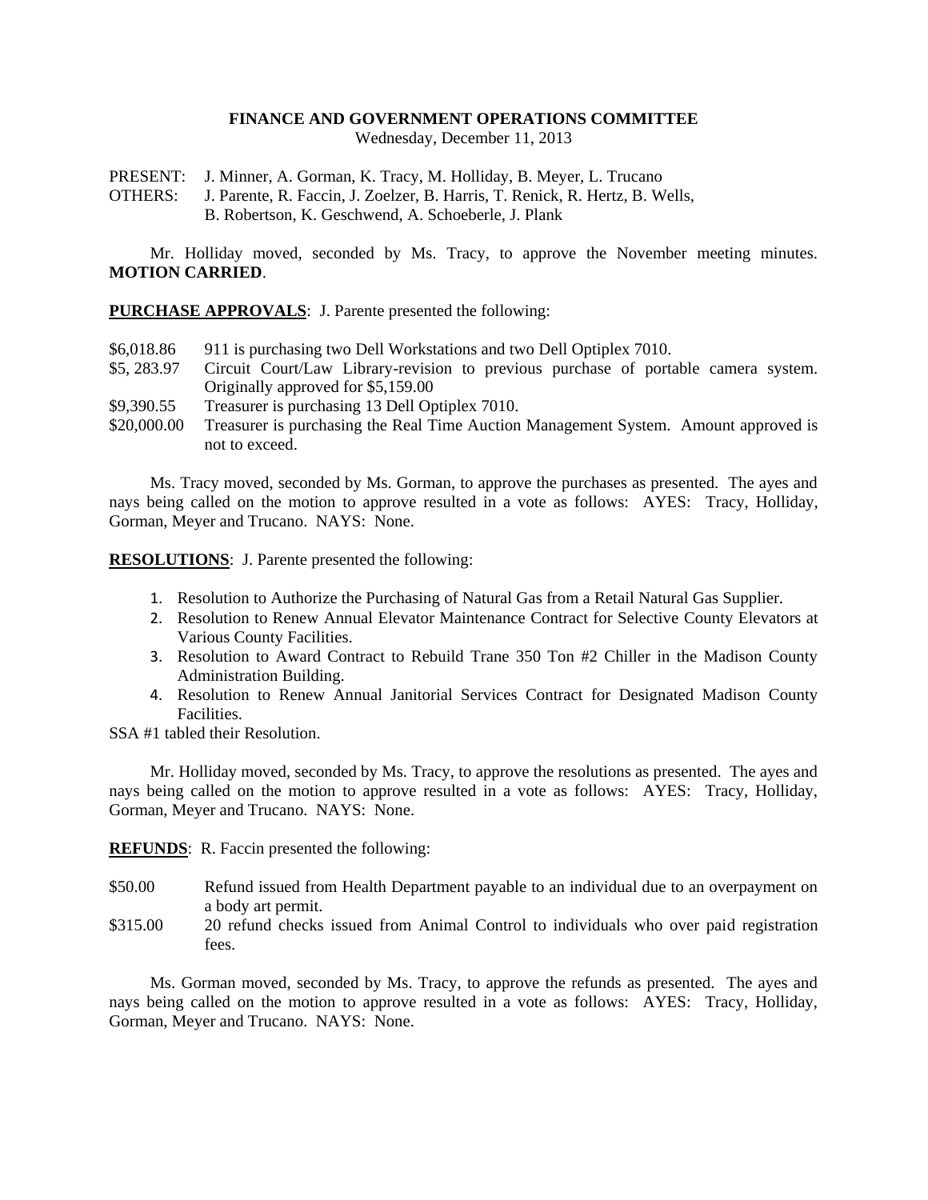**FINANCE AND GOVERNMENT OPERATIONS COMMITTEE**
Wednesday, December 11, 2013

PRESENT: J. Minner, A. Gorman, K. Tracy, M. Holliday, B. Meyer, L. Trucano
OTHERS: J. Parente, R. Faccin, J. Zoelzer, B. Harris, T. Renick, R. Hertz, B. Wells, B. Robertson, K. Geschwend, A. Schoeberle, J. Plank

Mr. Holliday moved, seconded by Ms. Tracy, to approve the November meeting minutes. **MOTION CARRIED**.

**PURCHASE APPROVALS**: J. Parente presented the following:

$6,018.86 911 is purchasing two Dell Workstations and two Dell Optiplex 7010.
$5, 283.97 Circuit Court/Law Library-revision to previous purchase of portable camera system. Originally approved for $5,159.00
$9,390.55 Treasurer is purchasing 13 Dell Optiplex 7010.
$20,000.00 Treasurer is purchasing the Real Time Auction Management System. Amount approved is not to exceed.

Ms. Tracy moved, seconded by Ms. Gorman, to approve the purchases as presented. The ayes and nays being called on the motion to approve resulted in a vote as follows: AYES: Tracy, Holliday, Gorman, Meyer and Trucano. NAYS: None.

**RESOLUTIONS**: J. Parente presented the following:

1. Resolution to Authorize the Purchasing of Natural Gas from a Retail Natural Gas Supplier.
2. Resolution to Renew Annual Elevator Maintenance Contract for Selective County Elevators at Various County Facilities.
3. Resolution to Award Contract to Rebuild Trane 350 Ton #2 Chiller in the Madison County Administration Building.
4. Resolution to Renew Annual Janitorial Services Contract for Designated Madison County Facilities.

SSA #1 tabled their Resolution.

Mr. Holliday moved, seconded by Ms. Tracy, to approve the resolutions as presented. The ayes and nays being called on the motion to approve resulted in a vote as follows: AYES: Tracy, Holliday, Gorman, Meyer and Trucano. NAYS: None.

**REFUNDS**: R. Faccin presented the following:

$50.00 Refund issued from Health Department payable to an individual due to an overpayment on a body art permit.
$315.00 20 refund checks issued from Animal Control to individuals who over paid registration fees.

Ms. Gorman moved, seconded by Ms. Tracy, to approve the refunds as presented. The ayes and nays being called on the motion to approve resulted in a vote as follows: AYES: Tracy, Holliday, Gorman, Meyer and Trucano. NAYS: None.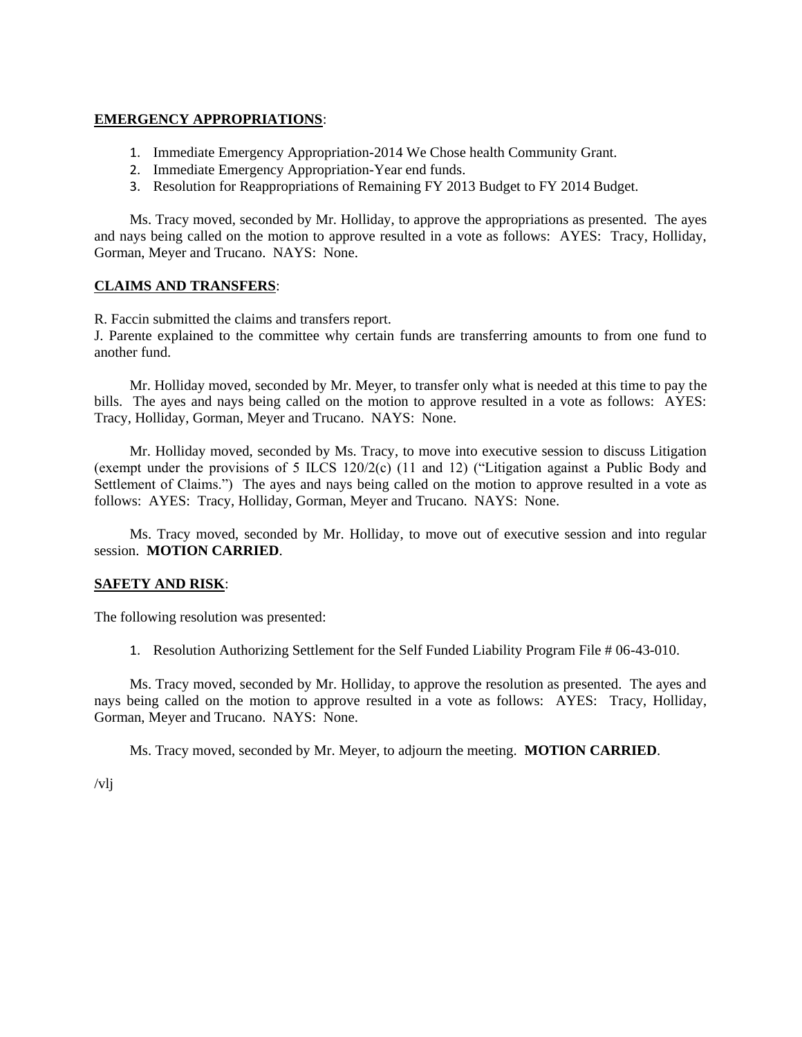**EMERGENCY APPROPRIATIONS**:

1. Immediate Emergency Appropriation-2014 We Chose health Community Grant.
2. Immediate Emergency Appropriation-Year end funds.
3. Resolution for Reappropriations of Remaining FY 2013 Budget to FY 2014 Budget.

Ms. Tracy moved, seconded by Mr. Holliday, to approve the appropriations as presented. The ayes and nays being called on the motion to approve resulted in a vote as follows: AYES: Tracy, Holliday, Gorman, Meyer and Trucano. NAYS: None.

**CLAIMS AND TRANSFERS**:

R. Faccin submitted the claims and transfers report.
J. Parente explained to the committee why certain funds are transferring amounts to from one fund to another fund.

Mr. Holliday moved, seconded by Mr. Meyer, to transfer only what is needed at this time to pay the bills. The ayes and nays being called on the motion to approve resulted in a vote as follows: AYES: Tracy, Holliday, Gorman, Meyer and Trucano. NAYS: None.

Mr. Holliday moved, seconded by Ms. Tracy, to move into executive session to discuss Litigation (exempt under the provisions of 5 ILCS 120/2(c) (11 and 12) ("Litigation against a Public Body and Settlement of Claims.") The ayes and nays being called on the motion to approve resulted in a vote as follows: AYES: Tracy, Holliday, Gorman, Meyer and Trucano. NAYS: None.

Ms. Tracy moved, seconded by Mr. Holliday, to move out of executive session and into regular session. **MOTION CARRIED**.

**SAFETY AND RISK**:

The following resolution was presented:

1. Resolution Authorizing Settlement for the Self Funded Liability Program File # 06-43-010.

Ms. Tracy moved, seconded by Mr. Holliday, to approve the resolution as presented. The ayes and nays being called on the motion to approve resulted in a vote as follows: AYES: Tracy, Holliday, Gorman, Meyer and Trucano. NAYS: None.

Ms. Tracy moved, seconded by Mr. Meyer, to adjourn the meeting. **MOTION CARRIED**.

/vlj